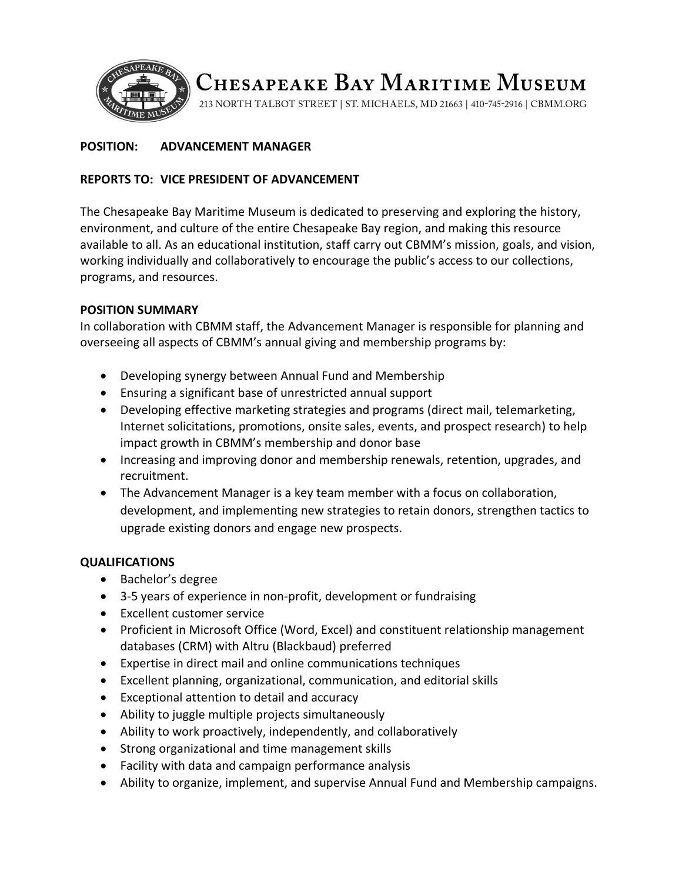# Chesapeake Bay Maritime Museum

213 NORTH TALBOT STREET | ST. MICHAELS, MD 21663 | 410-745-2916 | CBMM.ORG

**POSITION: ADVANCEMENT MANAGER**

**REPORTS TO: VICE PRESIDENT OF ADVANCEMENT**

The Chesapeake Bay Maritime Museum is dedicated to preserving and exploring the history, environment, and culture of the entire Chesapeake Bay region, and making this resource available to all. As an educational institution, staff carry out CBMM's mission, goals, and vision, working individually and collaboratively to encourage the public's access to our collections, programs, and resources.

**POSITION SUMMARY**

In collaboration with CBMM staff, the Advancement Manager is responsible for planning and overseeing all aspects of CBMM's annual giving and membership programs by:

- Developing synergy between Annual Fund and Membership
- Ensuring a significant base of unrestricted annual support
- Developing effective marketing strategies and programs (direct mail, telemarketing, Internet solicitations, promotions, onsite sales, events, and prospect research) to help impact growth in CBMM's membership and donor base
- Increasing and improving donor and membership renewals, retention, upgrades, and recruitment.
- The Advancement Manager is a key team member with a focus on collaboration, development, and implementing new strategies to retain donors, strengthen tactics to upgrade existing donors and engage new prospects.

**QUALIFICATIONS**

- Bachelor's degree
- 3-5 years of experience in non-profit, development or fundraising
- Excellent customer service
- Proficient in Microsoft Office (Word, Excel) and constituent relationship management databases (CRM) with Altru (Blackbaud) preferred
- Expertise in direct mail and online communications techniques
- Excellent planning, organizational, communication, and editorial skills
- Exceptional attention to detail and accuracy
- Ability to juggle multiple projects simultaneously
- Ability to work proactively, independently, and collaboratively
- Strong organizational and time management skills
- Facility with data and campaign performance analysis
- Ability to organize, implement, and supervise Annual Fund and Membership campaigns.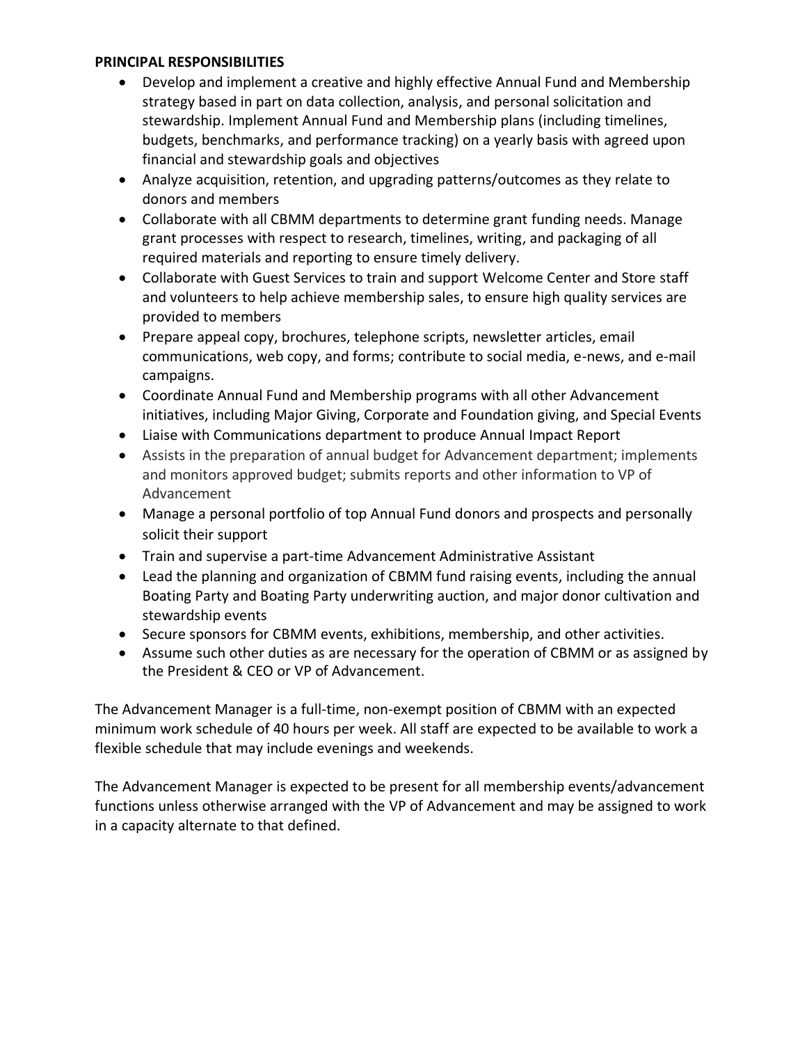**PRINCIPAL RESPONSIBILITIES**

- Develop and implement a creative and highly effective Annual Fund and Membership strategy based in part on data collection, analysis, and personal solicitation and stewardship. Implement Annual Fund and Membership plans (including timelines, budgets, benchmarks, and performance tracking) on a yearly basis with agreed upon financial and stewardship goals and objectives
- Analyze acquisition, retention, and upgrading patterns/outcomes as they relate to donors and members
- Collaborate with all CBMM departments to determine grant funding needs. Manage grant processes with respect to research, timelines, writing, and packaging of all required materials and reporting to ensure timely delivery.
- Collaborate with Guest Services to train and support Welcome Center and Store staff and volunteers to help achieve membership sales, to ensure high quality services are provided to members
- Prepare appeal copy, brochures, telephone scripts, newsletter articles, email communications, web copy, and forms; contribute to social media, e-news, and e-mail campaigns.
- Coordinate Annual Fund and Membership programs with all other Advancement initiatives, including Major Giving, Corporate and Foundation giving, and Special Events
- Liaise with Communications department to produce Annual Impact Report
- Assists in the preparation of annual budget for Advancement department; implements and monitors approved budget; submits reports and other information to VP of Advancement
- Manage a personal portfolio of top Annual Fund donors and prospects and personally solicit their support
- Train and supervise a part-time Advancement Administrative Assistant
- Lead the planning and organization of CBMM fund raising events, including the annual Boating Party and Boating Party underwriting auction, and major donor cultivation and stewardship events
- Secure sponsors for CBMM events, exhibitions, membership, and other activities.
- Assume such other duties as are necessary for the operation of CBMM or as assigned by the President & CEO or VP of Advancement.

The Advancement Manager is a full-time, non-exempt position of CBMM with an expected minimum work schedule of 40 hours per week. All staff are expected to be available to work a flexible schedule that may include evenings and weekends.

The Advancement Manager is expected to be present for all membership events/advancement functions unless otherwise arranged with the VP of Advancement and may be assigned to work in a capacity alternate to that defined.